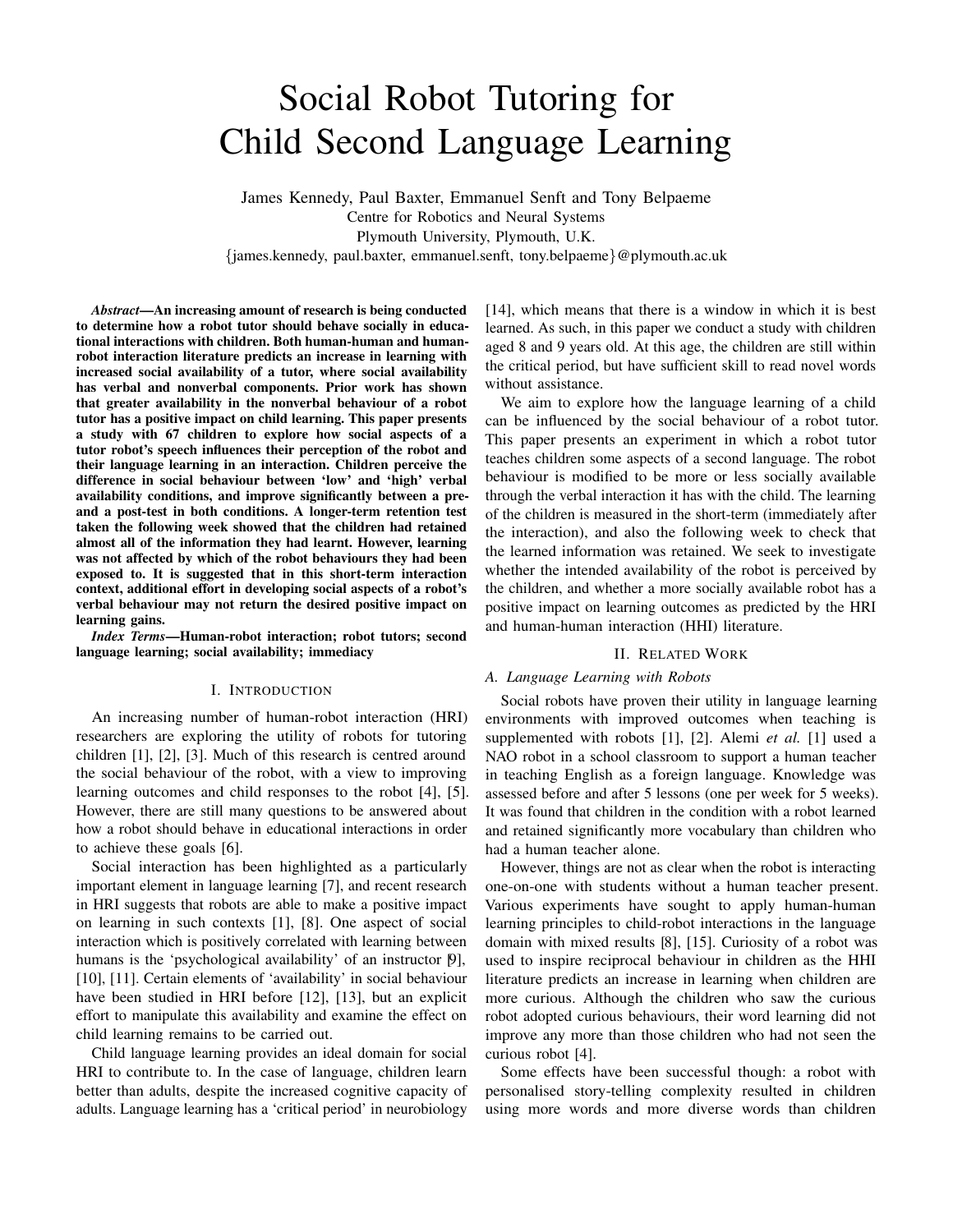# Social Robot Tutoring for Child Second Language Learning

James Kennedy, Paul Baxter, Emmanuel Senft and Tony Belpaeme
Centre for Robotics and Neural Systems
Plymouth University, Plymouth, U.K.
{james.kennedy, paul.baxter, emmanuel.senft, tony.belpaeme}@plymouth.ac.uk

***Abstract*—An increasing amount of research is being conducted to determine how a robot tutor should behave socially in educational interactions with children. Both human-human and human-robot interaction literature predicts an increase in learning with increased social availability of a tutor, where social availability has verbal and nonverbal components. Prior work has shown that greater availability in the nonverbal behaviour of a robot tutor has a positive impact on child learning. This paper presents a study with 67 children to explore how social aspects of a tutor robot's speech influences their perception of the robot and their language learning in an interaction. Children perceive the difference in social behaviour between 'low' and 'high' verbal availability conditions, and improve significantly between a pre- and a post-test in both conditions. A longer-term retention test taken the following week showed that the children had retained almost all of the information they had learnt. However, learning was not affected by which of the robot behaviours they had been exposed to. It is suggested that in this short-term interaction context, additional effort in developing social aspects of a robot's verbal behaviour may not return the desired positive impact on learning gains.**

***Index Terms*—Human-robot interaction; robot tutors; second language learning; social availability; immediacy**

## I. Introduction

An increasing number of human-robot interaction (HRI) researchers are exploring the utility of robots for tutoring children [1], [2], [3]. Much of this research is centred around the social behaviour of the robot, with a view to improving learning outcomes and child responses to the robot [4], [5]. However, there are still many questions to be answered about how a robot should behave in educational interactions in order to achieve these goals [6].

Social interaction has been highlighted as a particularly important element in language learning [7], and recent research in HRI suggests that robots are able to make a positive impact on learning in such contexts [1], [8]. One aspect of social interaction which is positively correlated with learning between humans is the 'psychological availability' of an instructor [9], [10], [11]. Certain elements of 'availability' in social behaviour have been studied in HRI before [12], [13], but an explicit effort to manipulate this availability and examine the effect on child learning remains to be carried out.

Child language learning provides an ideal domain for social HRI to contribute to. In the case of language, children learn better than adults, despite the increased cognitive capacity of adults. Language learning has a 'critical period' in neurobiology [14], which means that there is a window in which it is best learned. As such, in this paper we conduct a study with children aged 8 and 9 years old. At this age, the children are still within the critical period, but have sufficient skill to read novel words without assistance.

We aim to explore how the language learning of a child can be influenced by the social behaviour of a robot tutor. This paper presents an experiment in which a robot tutor teaches children some aspects of a second language. The robot behaviour is modified to be more or less socially available through the verbal interaction it has with the child. The learning of the children is measured in the short-term (immediately after the interaction), and also the following week to check that the learned information was retained. We seek to investigate whether the intended availability of the robot is perceived by the children, and whether a more socially available robot has a positive impact on learning outcomes as predicted by the HRI and human-human interaction (HHI) literature.

## II. Related Work

### A. Language Learning with Robots

Social robots have proven their utility in language learning environments with improved outcomes when teaching is supplemented with robots [1], [2]. Alemi *et al.* [1] used a NAO robot in a school classroom to support a human teacher in teaching English as a foreign language. Knowledge was assessed before and after 5 lessons (one per week for 5 weeks). It was found that children in the condition with a robot learned and retained significantly more vocabulary than children who had a human teacher alone.

However, things are not as clear when the robot is interacting one-on-one with students without a human teacher present. Various experiments have sought to apply human-human learning principles to child-robot interactions in the language domain with mixed results [8], [15]. Curiosity of a robot was used to inspire reciprocal behaviour in children as the HHI literature predicts an increase in learning when children are more curious. Although the children who saw the curious robot adopted curious behaviours, their word learning did not improve any more than those children who had not seen the curious robot [4].

Some effects have been successful though: a robot with personalised story-telling complexity resulted in children using more words and more diverse words than children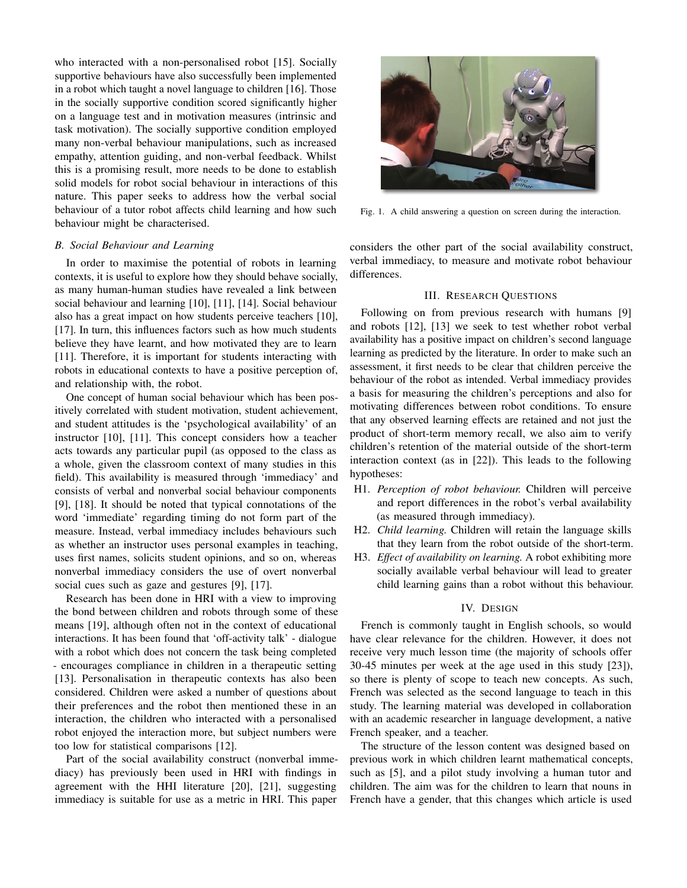who interacted with a non-personalised robot [15]. Socially supportive behaviours have also successfully been implemented in a robot which taught a novel language to children [16]. Those in the socially supportive condition scored significantly higher on a language test and in motivation measures (intrinsic and task motivation). The socially supportive condition employed many non-verbal behaviour manipulations, such as increased empathy, attention guiding, and non-verbal feedback. Whilst this is a promising result, more needs to be done to establish solid models for robot social behaviour in interactions of this nature. This paper seeks to address how the verbal social behaviour of a tutor robot affects child learning and how such behaviour might be characterised.

### B. Social Behaviour and Learning

In order to maximise the potential of robots in learning contexts, it is useful to explore how they should behave socially, as many human-human studies have revealed a link between social behaviour and learning [10], [11], [14]. Social behaviour also has a great impact on how students perceive teachers [10], [17]. In turn, this influences factors such as how much students believe they have learnt, and how motivated they are to learn [11]. Therefore, it is important for students interacting with robots in educational contexts to have a positive perception of, and relationship with, the robot.

One concept of human social behaviour which has been positively correlated with student motivation, student achievement, and student attitudes is the 'psychological availability' of an instructor [10], [11]. This concept considers how a teacher acts towards any particular pupil (as opposed to the class as a whole, given the classroom context of many studies in this field). This availability is measured through 'immediacy' and consists of verbal and nonverbal social behaviour components [9], [18]. It should be noted that typical connotations of the word 'immediate' regarding timing do not form part of the measure. Instead, verbal immediacy includes behaviours such as whether an instructor uses personal examples in teaching, uses first names, solicits student opinions, and so on, whereas nonverbal immediacy considers the use of overt nonverbal social cues such as gaze and gestures [9], [17].

Research has been done in HRI with a view to improving the bond between children and robots through some of these means [19], although often not in the context of educational interactions. It has been found that 'off-activity talk' - dialogue with a robot which does not concern the task being completed - encourages compliance in children in a therapeutic setting [13]. Personalisation in therapeutic contexts has also been considered. Children were asked a number of questions about their preferences and the robot then mentioned these in an interaction, the children who interacted with a personalised robot enjoyed the interaction more, but subject numbers were too low for statistical comparisons [12].

Part of the social availability construct (nonverbal immediacy) has previously been used in HRI with findings in agreement with the HHI literature [20], [21], suggesting immediacy is suitable for use as a metric in HRI. This paper considers the other part of the social availability construct, verbal immediacy, to measure and motivate robot behaviour differences.

Fig. 1. A child answering a question on screen during the interaction.

## III. Research Questions

Following on from previous research with humans [9] and robots [12], [13] we seek to test whether robot verbal availability has a positive impact on children's second language learning as predicted by the literature. In order to make such an assessment, it first needs to be clear that children perceive the behaviour of the robot as intended. Verbal immediacy provides a basis for measuring the children's perceptions and also for motivating differences between robot conditions. To ensure that any observed learning effects are retained and not just the product of short-term memory recall, we also aim to verify children's retention of the material outside of the short-term interaction context (as in [22]). This leads to the following hypotheses:

- H1. *Perception of robot behaviour.* Children will perceive and report differences in the robot's verbal availability (as measured through immediacy).
- H2. *Child learning.* Children will retain the language skills that they learn from the robot outside of the short-term.
- H3. *Effect of availability on learning.* A robot exhibiting more socially available verbal behaviour will lead to greater child learning gains than a robot without this behaviour.

## IV. Design

French is commonly taught in English schools, so would have clear relevance for the children. However, it does not receive very much lesson time (the majority of schools offer 30-45 minutes per week at the age used in this study [23]), so there is plenty of scope to teach new concepts. As such, French was selected as the second language to teach in this study. The learning material was developed in collaboration with an academic researcher in language development, a native French speaker, and a teacher.

The structure of the lesson content was designed based on previous work in which children learnt mathematical concepts, such as [5], and a pilot study involving a human tutor and children. The aim was for the children to learn that nouns in French have a gender, that this changes which article is used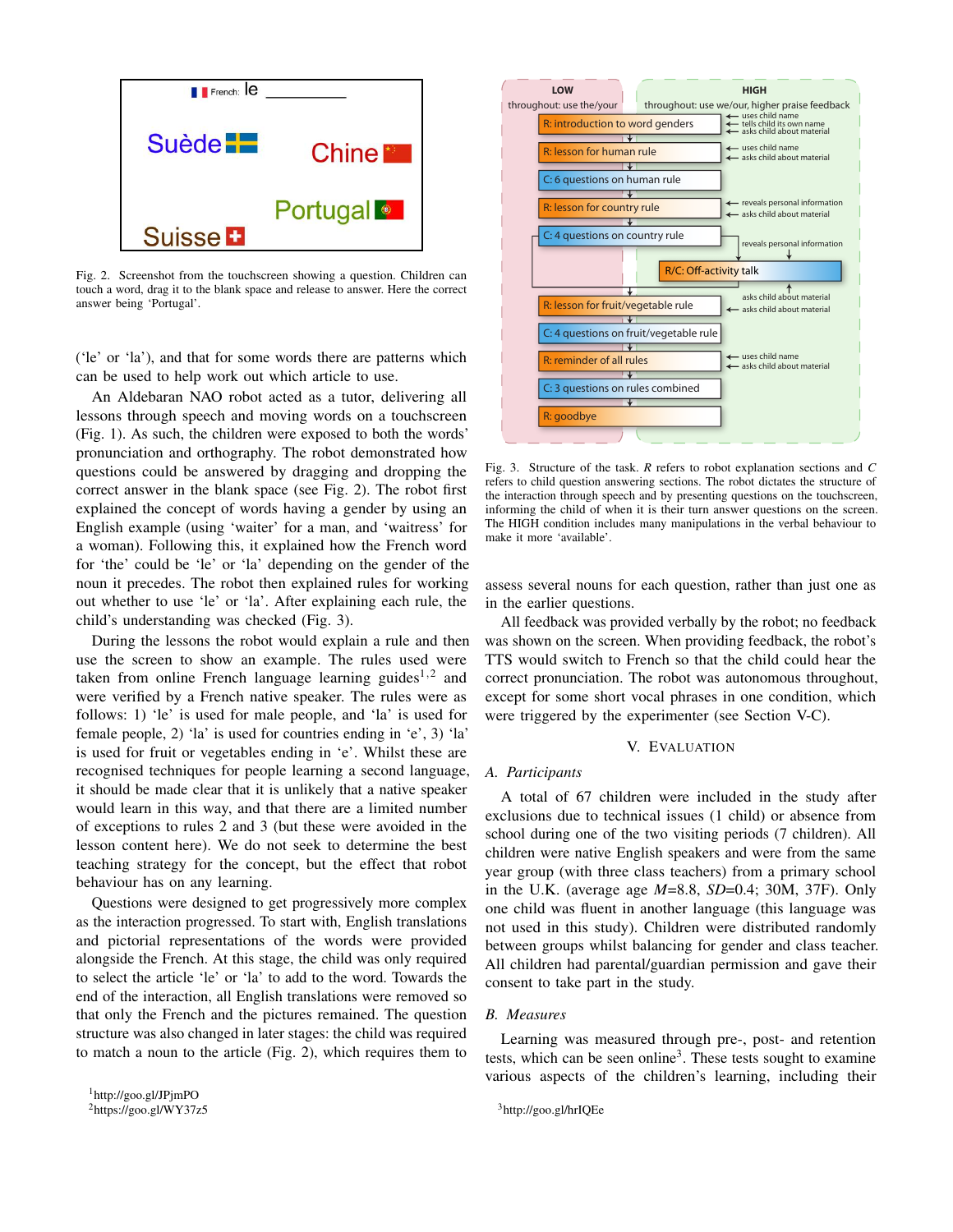Fig. 2. Screenshot from the touchscreen showing a question. Children can touch a word, drag it to the blank space and release to answer. Here the correct answer being 'Portugal'.

('le' or 'la'), and that for some words there are patterns which can be used to help work out which article to use.

An Aldebaran NAO robot acted as a tutor, delivering all lessons through speech and moving words on a touchscreen (Fig. 1). As such, the children were exposed to both the words' pronunciation and orthography. The robot demonstrated how questions could be answered by dragging and dropping the correct answer in the blank space (see Fig. 2). The robot first explained the concept of words having a gender by using an English example (using 'waiter' for a man, and 'waitress' for a woman). Following this, it explained how the French word for 'the' could be 'le' or 'la' depending on the gender of the noun it precedes. The robot then explained rules for working out whether to use 'le' or 'la'. After explaining each rule, the child's understanding was checked (Fig. 3).

During the lessons the robot would explain a rule and then use the screen to show an example. The rules used were taken from online French language learning guides[1,2] and were verified by a French native speaker. The rules were as follows: 1) 'le' is used for male people, and 'la' is used for female people, 2) 'la' is used for countries ending in 'e', 3) 'la' is used for fruit or vegetables ending in 'e'. Whilst these are recognised techniques for people learning a second language, it should be made clear that it is unlikely that a native speaker would learn in this way, and that there are a limited number of exceptions to rules 2 and 3 (but these were avoided in the lesson content here). We do not seek to determine the best teaching strategy for the concept, but the effect that robot behaviour has on any learning.

Questions were designed to get progressively more complex as the interaction progressed. To start with, English translations and pictorial representations of the words were provided alongside the French. At this stage, the child was only required to select the article 'le' or 'la' to add to the word. Towards the end of the interaction, all English translations were removed so that only the French and the pictures remained. The question structure was also changed in later stages: the child was required to match a noun to the article (Fig. 2), which requires them to assess several nouns for each question, rather than just one as in the earlier questions.

[1] http://goo.gl/JPjmPO
[2] https://goo.gl/WY37z5

Fig. 3. Structure of the task. *R* refers to robot explanation sections and *C* refers to child question answering sections. The robot dictates the structure of the interaction through speech and by presenting questions on the touchscreen, informing the child of when it is their turn answer questions on the screen. The HIGH condition includes many manipulations in the verbal behaviour to make it more 'available'.

All feedback was provided verbally by the robot; no feedback was shown on the screen. When providing feedback, the robot's TTS would switch to French so that the child could hear the correct pronunciation. The robot was autonomous throughout, except for some short vocal phrases in one condition, which were triggered by the experimenter (see Section V-C).

## V. Evaluation

### A. Participants

A total of 67 children were included in the study after exclusions due to technical issues (1 child) or absence from school during one of the two visiting periods (7 children). All children were native English speakers and were from the same year group (with three class teachers) from a primary school in the U.K. (average age *M*=8.8, *SD*=0.4; 30M, 37F). Only one child was fluent in another language (this language was not used in this study). Children were distributed randomly between groups whilst balancing for gender and class teacher. All children had parental/guardian permission and gave their consent to take part in the study.

### B. Measures

Learning was measured through pre-, post- and retention tests, which can be seen online[3]. These tests sought to examine various aspects of the children's learning, including their

[3] http://goo.gl/hrIQEe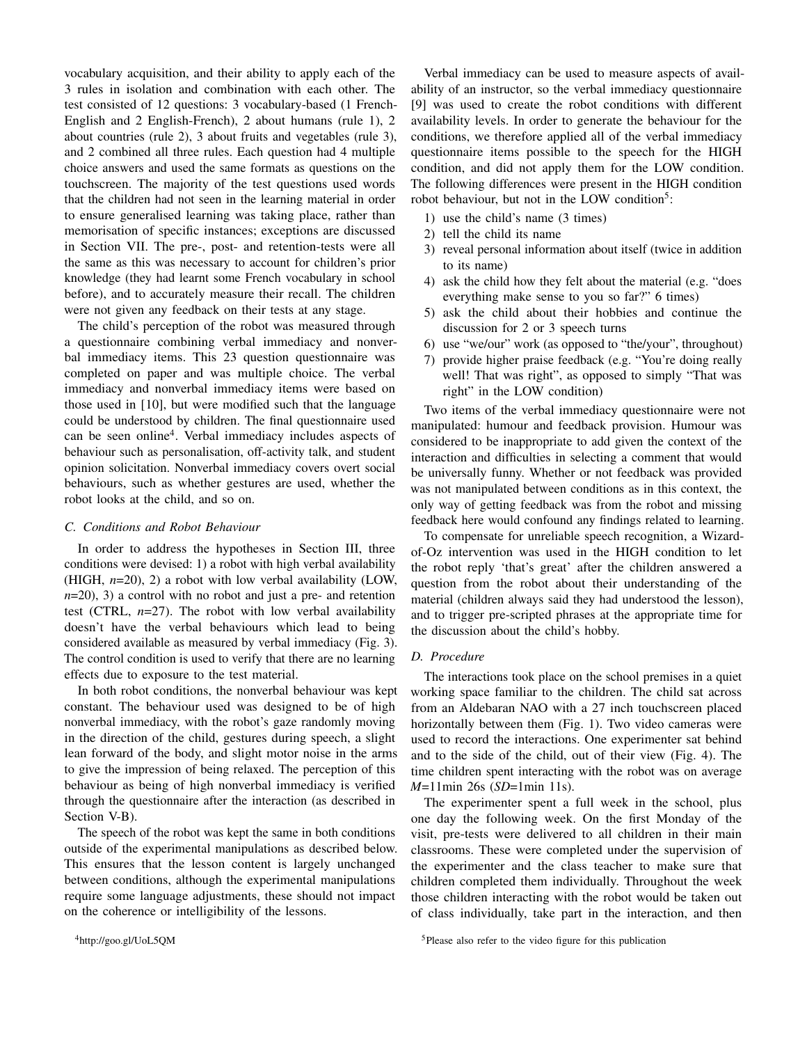vocabulary acquisition, and their ability to apply each of the 3 rules in isolation and combination with each other. The test consisted of 12 questions: 3 vocabulary-based (1 French-English and 2 English-French), 2 about humans (rule 1), 2 about countries (rule 2), 3 about fruits and vegetables (rule 3), and 2 combined all three rules. Each question had 4 multiple choice answers and used the same formats as questions on the touchscreen. The majority of the test questions used words that the children had not seen in the learning material in order to ensure generalised learning was taking place, rather than memorisation of specific instances; exceptions are discussed in Section VII. The pre-, post- and retention-tests were all the same as this was necessary to account for children's prior knowledge (they had learnt some French vocabulary in school before), and to accurately measure their recall. The children were not given any feedback on their tests at any stage.

The child's perception of the robot was measured through a questionnaire combining verbal immediacy and nonverbal immediacy items. This 23 question questionnaire was completed on paper and was multiple choice. The verbal immediacy and nonverbal immediacy items were based on those used in [10], but were modified such that the language could be understood by children. The final questionnaire used can be seen online[4]. Verbal immediacy includes aspects of behaviour such as personalisation, off-activity talk, and student opinion solicitation. Nonverbal immediacy covers overt social behaviours, such as whether gestures are used, whether the robot looks at the child, and so on.

### C. Conditions and Robot Behaviour

In order to address the hypotheses in Section III, three conditions were devised: 1) a robot with high verbal availability (HIGH, *n*=20), 2) a robot with low verbal availability (LOW, *n*=20), 3) a control with no robot and just a pre- and retention test (CTRL, *n*=27). The robot with low verbal availability doesn't have the verbal behaviours which lead to being considered available as measured by verbal immediacy (Fig. 3). The control condition is used to verify that there are no learning effects due to exposure to the test material.

In both robot conditions, the nonverbal behaviour was kept constant. The behaviour used was designed to be of high nonverbal immediacy, with the robot's gaze randomly moving in the direction of the child, gestures during speech, a slight lean forward of the body, and slight motor noise in the arms to give the impression of being relaxed. The perception of this behaviour as being of high nonverbal immediacy is verified through the questionnaire after the interaction (as described in Section V-B).

The speech of the robot was kept the same in both conditions outside of the experimental manipulations as described below. This ensures that the lesson content is largely unchanged between conditions, although the experimental manipulations require some language adjustments, these should not impact on the coherence or intelligibility of the lessons.

Verbal immediacy can be used to measure aspects of availability of an instructor, so the verbal immediacy questionnaire [9] was used to create the robot conditions with different availability levels. In order to generate the behaviour for the conditions, we therefore applied all of the verbal immediacy questionnaire items possible to the speech for the HIGH condition, and did not apply them for the LOW condition. The following differences were present in the HIGH condition robot behaviour, but not in the LOW condition[5]:

1) use the child's name (3 times)
2) tell the child its name
3) reveal personal information about itself (twice in addition to its name)
4) ask the child how they felt about the material (e.g. "does everything make sense to you so far?" 6 times)
5) ask the child about their hobbies and continue the discussion for 2 or 3 speech turns
6) use "we/our" work (as opposed to "the/your", throughout)
7) provide higher praise feedback (e.g. "You're doing really well! That was right", as opposed to simply "That was right" in the LOW condition)

Two items of the verbal immediacy questionnaire were not manipulated: humour and feedback provision. Humour was considered to be inappropriate to add given the context of the interaction and difficulties in selecting a comment that would be universally funny. Whether or not feedback was provided was not manipulated between conditions as in this context, the only way of getting feedback was from the robot and missing feedback here would confound any findings related to learning.

To compensate for unreliable speech recognition, a Wizard-of-Oz intervention was used in the HIGH condition to let the robot reply 'that's great' after the children answered a question from the robot about their understanding of the material (children always said they had understood the lesson), and to trigger pre-scripted phrases at the appropriate time for the discussion about the child's hobby.

### D. Procedure

The interactions took place on the school premises in a quiet working space familiar to the children. The child sat across from an Aldebaran NAO with a 27 inch touchscreen placed horizontally between them (Fig. 1). Two video cameras were used to record the interactions. One experimenter sat behind and to the side of the child, out of their view (Fig. 4). The time children spent interacting with the robot was on average *M*=11min 26s (*SD*=1min 11s).

The experimenter spent a full week in the school, plus one day the following week. On the first Monday of the visit, pre-tests were delivered to all children in their main classrooms. These were completed under the supervision of the experimenter and the class teacher to make sure that children completed them individually. Throughout the week those children interacting with the robot would be taken out of class individually, take part in the interaction, and then

[4] http://goo.gl/UoL5QM

[5] Please also refer to the video figure for this publication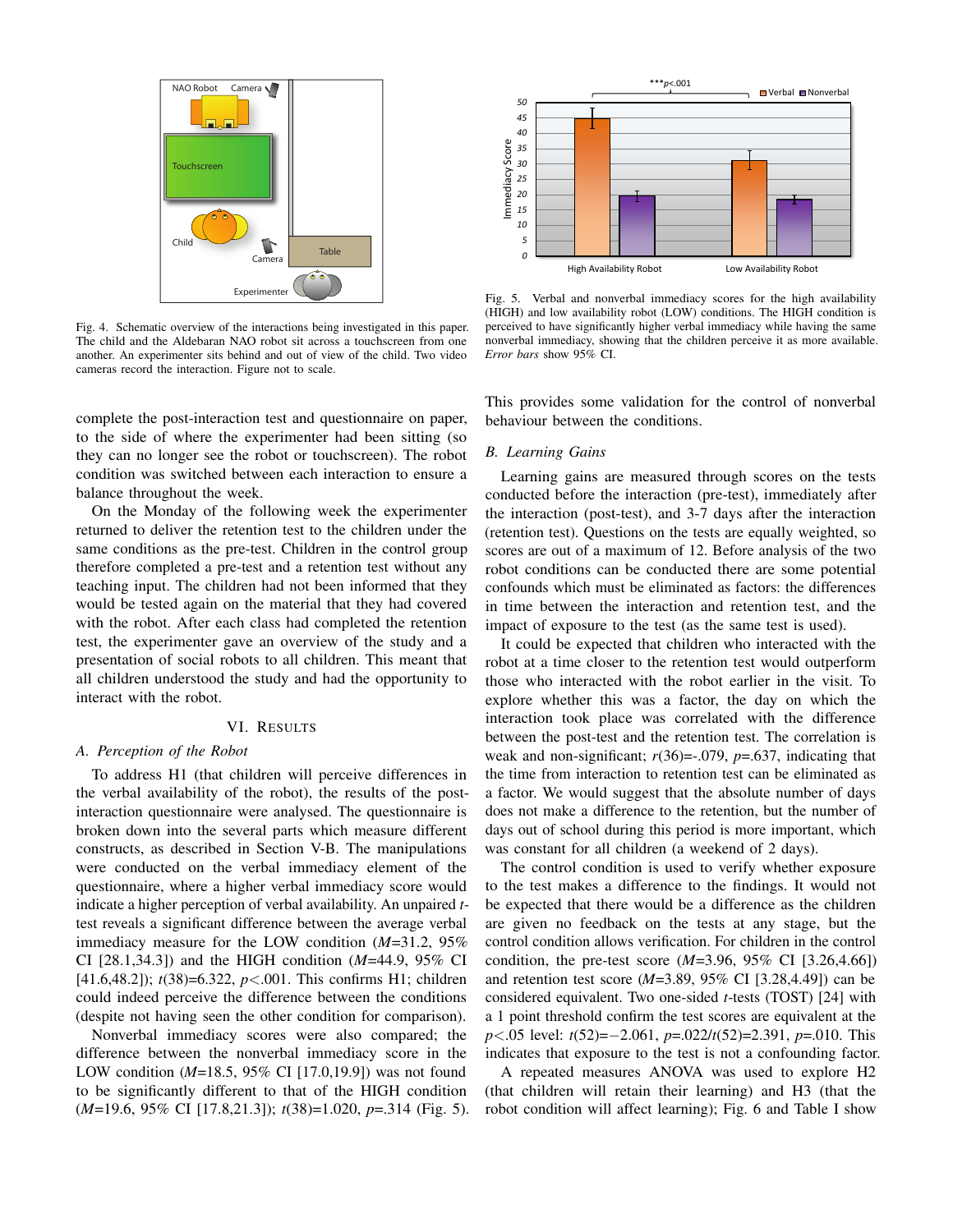Fig. 4. Schematic overview of the interactions being investigated in this paper. The child and the Aldebaran NAO robot sit across a touchscreen from one another. An experimenter sits behind and out of view of the child. Two video cameras record the interaction. Figure not to scale.

Fig. 5. Verbal and nonverbal immediacy scores for the high availability (HIGH) and low availability robot (LOW) conditions. The HIGH condition is perceived to have significantly higher verbal immediacy while having the same nonverbal immediacy, showing that the children perceive it as more available. *Error bars* show 95% CI.

complete the post-interaction test and questionnaire on paper, to the side of where the experimenter had been sitting (so they can no longer see the robot or touchscreen). The robot condition was switched between each interaction to ensure a balance throughout the week.

On the Monday of the following week the experimenter returned to deliver the retention test to the children under the same conditions as the pre-test. Children in the control group therefore completed a pre-test and a retention test without any teaching input. The children had not been informed that they would be tested again on the material that they had covered with the robot. After each class had completed the retention test, the experimenter gave an overview of the study and a presentation of social robots to all children. This meant that all children understood the study and had the opportunity to interact with the robot.

## VI. Results

### A. Perception of the Robot

To address H1 (that children will perceive differences in the verbal availability of the robot), the results of the post-interaction questionnaire were analysed. The questionnaire is broken down into the several parts which measure different constructs, as described in Section V-B. The manipulations were conducted on the verbal immediacy element of the questionnaire, where a higher verbal immediacy score would indicate a higher perception of verbal availability. An unpaired $t$-test reveals a significant difference between the average verbal immediacy measure for the LOW condition ($M$=31.2, 95% CI [28.1,34.3]) and the HIGH condition ($M$=44.9, 95% CI [41.6,48.2]); $t(38)=6.322$, $p<.001$. This confirms H1; children could indeed perceive the difference between the conditions (despite not having seen the other condition for comparison).

Nonverbal immediacy scores were also compared; the difference between the nonverbal immediacy score in the LOW condition ($M$=18.5, 95% CI [17.0,19.9]) was not found to be significantly different to that of the HIGH condition ($M$=19.6, 95% CI [17.8,21.3]); $t(38)=1.020$, $p=.314$ (Fig. 5). This provides some validation for the control of nonverbal behaviour between the conditions.

### B. Learning Gains

Learning gains are measured through scores on the tests conducted before the interaction (pre-test), immediately after the interaction (post-test), and 3-7 days after the interaction (retention test). Questions on the tests are equally weighted, so scores are out of a maximum of 12. Before analysis of the two robot conditions can be conducted there are some potential confounds which must be eliminated as factors: the differences in time between the interaction and retention test, and the impact of exposure to the test (as the same test is used).

It could be expected that children who interacted with the robot at a time closer to the retention test would outperform those who interacted with the robot earlier in the visit. To explore whether this was a factor, the day on which the interaction took place was correlated with the difference between the post-test and the retention test. The correlation is weak and non-significant; $r(36)=-.079$, $p=.637$, indicating that the time from interaction to retention test can be eliminated as a factor. We would suggest that the absolute number of days does not make a difference to the retention, but the number of days out of school during this period is more important, which was constant for all children (a weekend of 2 days).

The control condition is used to verify whether exposure to the test makes a difference to the findings. It would not be expected that there would be a difference as the children are given no feedback on the tests at any stage, but the control condition allows verification. For children in the control condition, the pre-test score ($M$=3.96, 95% CI [3.26,4.66]) and retention test score ($M$=3.89, 95% CI [3.28,4.49]) can be considered equivalent. Two one-sided $t$-tests (TOST) [24] with a 1 point threshold confirm the test scores are equivalent at the $p<.05$ level: $t(52)=-2.061$, $p=.022$/$t(52)=2.391$, $p=.010$. This indicates that exposure to the test is not a confounding factor.

A repeated measures ANOVA was used to explore H2 (that children will retain their learning) and H3 (that the robot condition will affect learning); Fig. 6 and Table I show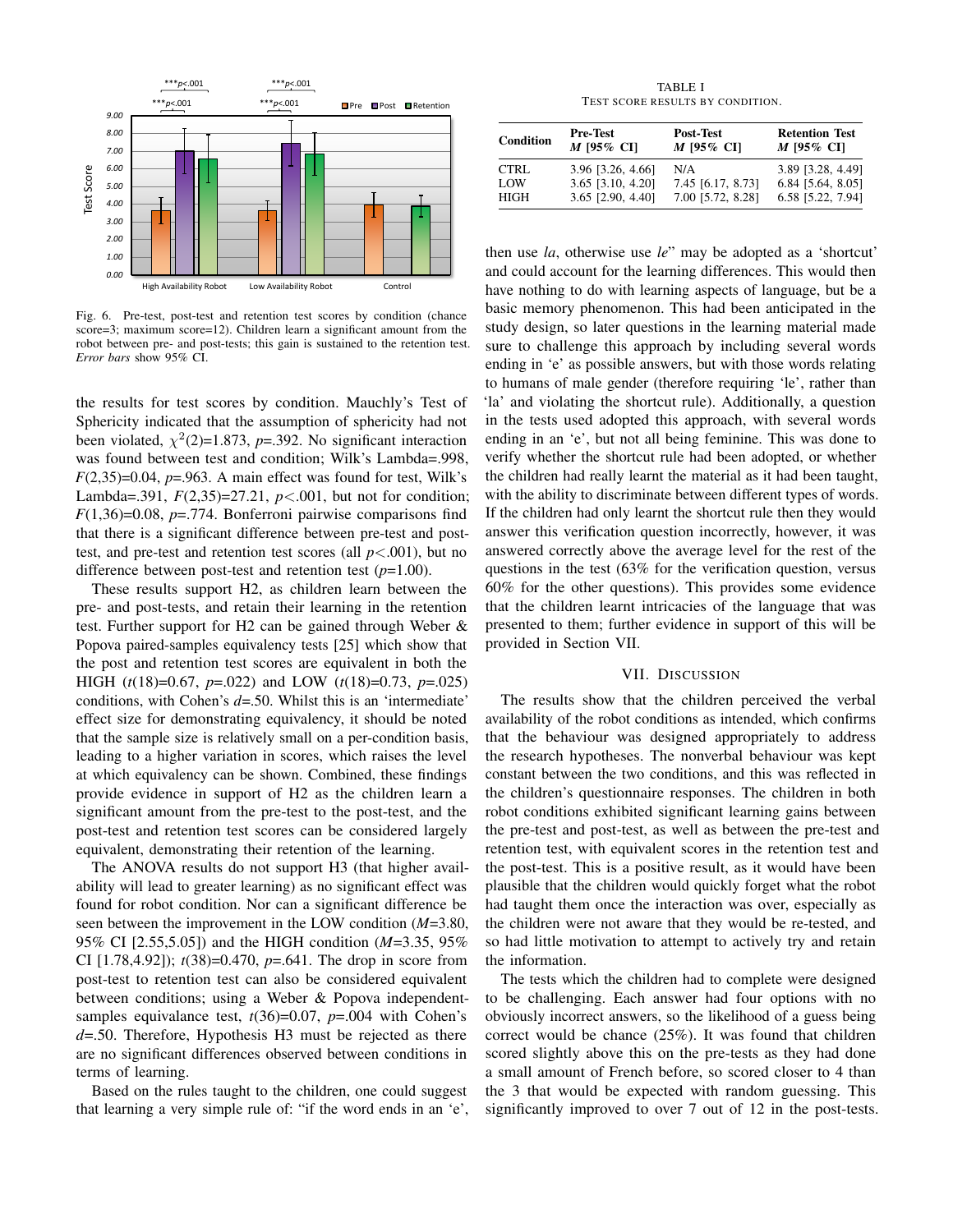Fig. 6. Pre-test, post-test and retention test scores by condition (chance score=3; maximum score=12). Children learn a significant amount from the robot between pre- and post-tests; this gain is sustained to the retention test. *Error bars* show 95% CI.

the results for test scores by condition. Mauchly's Test of Sphericity indicated that the assumption of sphericity had not been violated, $\chi^2(2)$=1.873, $p$=.392. No significant interaction was found between test and condition; Wilk's Lambda=.998, $F(2,35)$=0.04, $p$=.963. A main effect was found for test, Wilk's Lambda=.391, $F(2,35)$=27.21, $p<.001$, but not for condition; $F(1,36)$=0.08, $p$=.774. Bonferroni pairwise comparisons find that there is a significant difference between pre-test and post-test, and pre-test and retention test scores (all $p<.001$), but no difference between post-test and retention test ($p$=1.00).

These results support H2, as children learn between the pre- and post-tests, and retain their learning in the retention test. Further support for H2 can be gained through Weber & Popova paired-samples equivalency tests [25] which show that the post and retention test scores are equivalent in both the HIGH ($t(18)$=0.67, $p$=.022) and LOW ($t(18)$=0.73, $p$=.025) conditions, with Cohen's $d$=.50. Whilst this is an 'intermediate' effect size for demonstrating equivalency, it should be noted that the sample size is relatively small on a per-condition basis, leading to a higher variation in scores, which raises the level at which equivalency can be shown. Combined, these findings provide evidence in support of H2 as the children learn a significant amount from the pre-test to the post-test, and the post-test and retention test scores can be considered largely equivalent, demonstrating their retention of the learning.

The ANOVA results do not support H3 (that higher availability will lead to greater learning) as no significant effect was found for robot condition. Nor can a significant difference be seen between the improvement in the LOW condition ($M$=3.80, 95% CI [2.55,5.05]) and the HIGH condition ($M$=3.35, 95% CI [1.78,4.92]); $t(38)$=0.470, $p$=.641. The drop in score from post-test to retention test can also be considered equivalent between conditions; using a Weber & Popova independent-samples equivalance test, $t(36)$=0.07, $p$=.004 with Cohen's $d$=.50. Therefore, Hypothesis H3 must be rejected as there are no significant differences observed between conditions in terms of learning.

Based on the rules taught to the children, one could suggest that learning a very simple rule of: "if the word ends in an 'e', then use *la*, otherwise use *le*" may be adopted as a 'shortcut' and could account for the learning differences. This would then have nothing to do with learning aspects of language, but be a basic memory phenomenon. This had been anticipated in the study design, so later questions in the learning material made sure to challenge this approach by including several words ending in 'e' as possible answers, but with those words relating to humans of male gender (therefore requiring 'le', rather than 'la' and violating the shortcut rule). Additionally, a question in the tests used adopted this approach, with several words ending in an 'e', but not all being feminine. This was done to verify whether the shortcut rule had been adopted, or whether the children had really learnt the material as it had been taught, with the ability to discriminate between different types of words. If the children had only learnt the shortcut rule then they would answer this verification question incorrectly, however, it was answered correctly above the average level for the rest of the questions in the test (63% for the verification question, versus 60% for the other questions). This provides some evidence that the children learnt intricacies of the language that was presented to them; further evidence in support of this will be provided in Section VII.

TABLE I
TEST SCORE RESULTS BY CONDITION.

| Condition | Pre-Test $M$ [95% CI] | Post-Test $M$ [95% CI] | Retention Test $M$ [95% CI] |
|---|---|---|---|
| CTRL | 3.96 [3.26, 4.66] | N/A | 3.89 [3.28, 4.49] |
| LOW | 3.65 [3.10, 4.20] | 7.45 [6.17, 8.73] | 6.84 [5.64, 8.05] |
| HIGH | 3.65 [2.90, 4.40] | 7.00 [5.72, 8.28] | 6.58 [5.22, 7.94] |

## VII. Discussion

The results show that the children perceived the verbal availability of the robot conditions as intended, which confirms that the behaviour was designed appropriately to address the research hypotheses. The nonverbal behaviour was kept constant between the two conditions, and this was reflected in the children's questionnaire responses. The children in both robot conditions exhibited significant learning gains between the pre-test and post-test, as well as between the pre-test and retention test, with equivalent scores in the retention test and the post-test. This is a positive result, as it would have been plausible that the children would quickly forget what the robot had taught them once the interaction was over, especially as the children were not aware that they would be re-tested, and so had little motivation to attempt to actively try and retain the information.

The tests which the children had to complete were designed to be challenging. Each answer had four options with no obviously incorrect answers, so the likelihood of a guess being correct would be chance (25%). It was found that children scored slightly above this on the pre-tests as they had done a small amount of French before, so scored closer to 4 than the 3 that would be expected with random guessing. This significantly improved to over 7 out of 12 in the post-tests.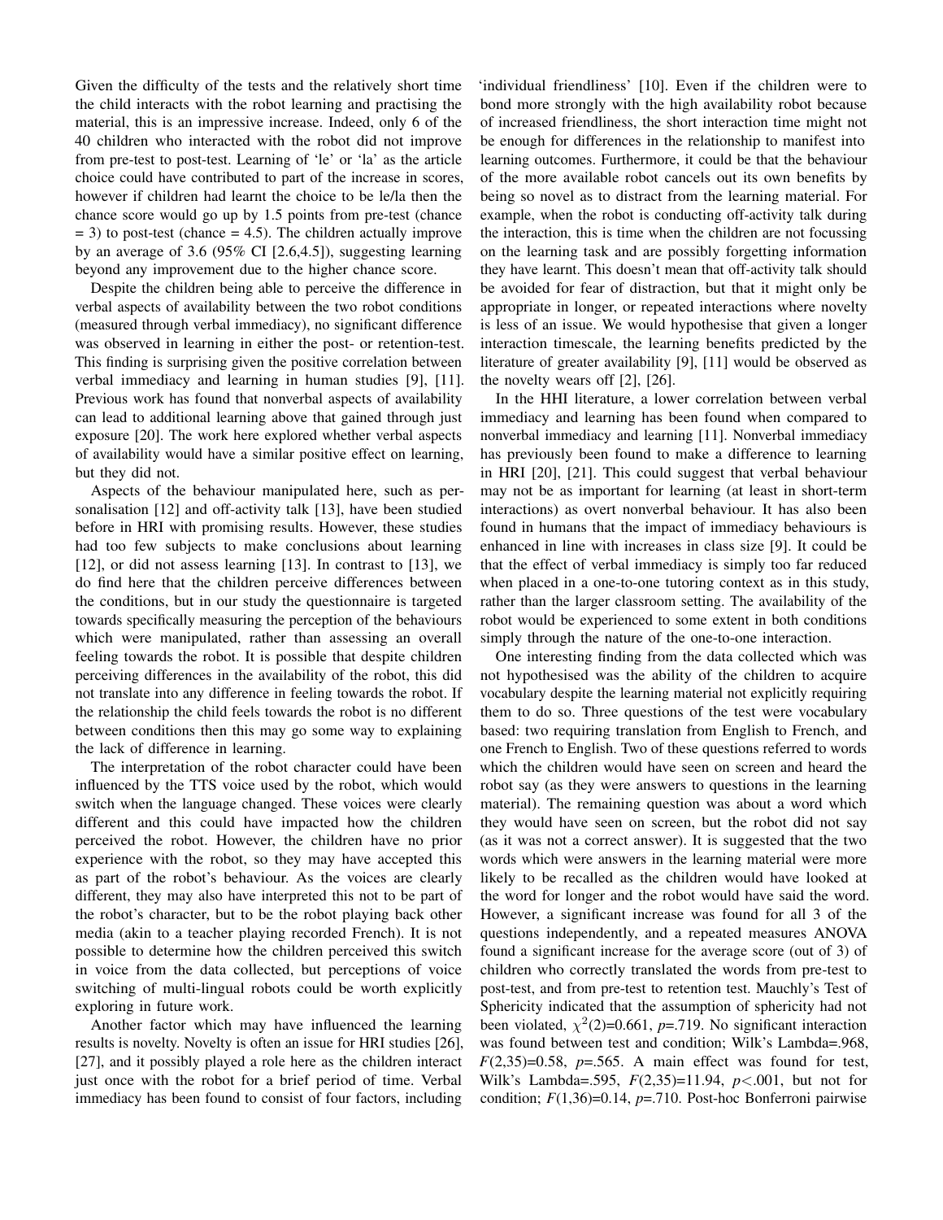Given the difficulty of the tests and the relatively short time the child interacts with the robot learning and practising the material, this is an impressive increase. Indeed, only 6 of the 40 children who interacted with the robot did not improve from pre-test to post-test. Learning of 'le' or 'la' as the article choice could have contributed to part of the increase in scores, however if children had learnt the choice to be le/la then the chance score would go up by 1.5 points from pre-test (chance = 3) to post-test (chance = 4.5). The children actually improve by an average of 3.6 (95% CI [2.6,4.5]), suggesting learning beyond any improvement due to the higher chance score.

Despite the children being able to perceive the difference in verbal aspects of availability between the two robot conditions (measured through verbal immediacy), no significant difference was observed in learning in either the post- or retention-test. This finding is surprising given the positive correlation between verbal immediacy and learning in human studies [9], [11]. Previous work has found that nonverbal aspects of availability can lead to additional learning above that gained through just exposure [20]. The work here explored whether verbal aspects of availability would have a similar positive effect on learning, but they did not.

Aspects of the behaviour manipulated here, such as personalisation [12] and off-activity talk [13], have been studied before in HRI with promising results. However, these studies had too few subjects to make conclusions about learning [12], or did not assess learning [13]. In contrast to [13], we do find here that the children perceive differences between the conditions, but in our study the questionnaire is targeted towards specifically measuring the perception of the behaviours which were manipulated, rather than assessing an overall feeling towards the robot. It is possible that despite children perceiving differences in the availability of the robot, this did not translate into any difference in feeling towards the robot. If the relationship the child feels towards the robot is no different between conditions then this may go some way to explaining the lack of difference in learning.

The interpretation of the robot character could have been influenced by the TTS voice used by the robot, which would switch when the language changed. These voices were clearly different and this could have impacted how the children perceived the robot. However, the children have no prior experience with the robot, so they may have accepted this as part of the robot's behaviour. As the voices are clearly different, they may also have interpreted this not to be part of the robot's character, but to be the robot playing back other media (akin to a teacher playing recorded French). It is not possible to determine how the children perceived this switch in voice from the data collected, but perceptions of voice switching of multi-lingual robots could be worth explicitly exploring in future work.

Another factor which may have influenced the learning results is novelty. Novelty is often an issue for HRI studies [26], [27], and it possibly played a role here as the children interact just once with the robot for a brief period of time. Verbal immediacy has been found to consist of four factors, including 'individual friendliness' [10]. Even if the children were to bond more strongly with the high availability robot because of increased friendliness, the short interaction time might not be enough for differences in the relationship to manifest into learning outcomes. Furthermore, it could be that the behaviour of the more available robot cancels out its own benefits by being so novel as to distract from the learning material. For example, when the robot is conducting off-activity talk during the interaction, this is time when the children are not focussing on the learning task and are possibly forgetting information they have learnt. This doesn't mean that off-activity talk should be avoided for fear of distraction, but that it might only be appropriate in longer, or repeated interactions where novelty is less of an issue. We would hypothesise that given a longer interaction timescale, the learning benefits predicted by the literature of greater availability [9], [11] would be observed as the novelty wears off [2], [26].

In the HHI literature, a lower correlation between verbal immediacy and learning has been found when compared to nonverbal immediacy and learning [11]. Nonverbal immediacy has previously been found to make a difference to learning in HRI [20], [21]. This could suggest that verbal behaviour may not be as important for learning (at least in short-term interactions) as overt nonverbal behaviour. It has also been found in humans that the impact of immediacy behaviours is enhanced in line with increases in class size [9]. It could be that the effect of verbal immediacy is simply too far reduced when placed in a one-to-one tutoring context as in this study, rather than the larger classroom setting. The availability of the robot would be experienced to some extent in both conditions simply through the nature of the one-to-one interaction.

One interesting finding from the data collected which was not hypothesised was the ability of the children to acquire vocabulary despite the learning material not explicitly requiring them to do so. Three questions of the test were vocabulary based: two requiring translation from English to French, and one French to English. Two of these questions referred to words which the children would have seen on screen and heard the robot say (as they were answers to questions in the learning material). The remaining question was about a word which they would have seen on screen, but the robot did not say (as it was not a correct answer). It is suggested that the two words which were answers in the learning material were more likely to be recalled as the children would have looked at the word for longer and the robot would have said the word. However, a significant increase was found for all 3 of the questions independently, and a repeated measures ANOVA found a significant increase for the average score (out of 3) of children who correctly translated the words from pre-test to post-test, and from pre-test to retention test. Mauchly's Test of Sphericity indicated that the assumption of sphericity had not been violated, $\chi^2(2)$=0.661, $p$=.719. No significant interaction was found between test and condition; Wilk's Lambda=.968, $F(2,35)$=0.58, $p$=.565. A main effect was found for test, Wilk's Lambda=.595, $F(2,35)$=11.94, $p<.001$, but not for condition; $F(1,36)$=0.14, $p$=.710. Post-hoc Bonferroni pairwise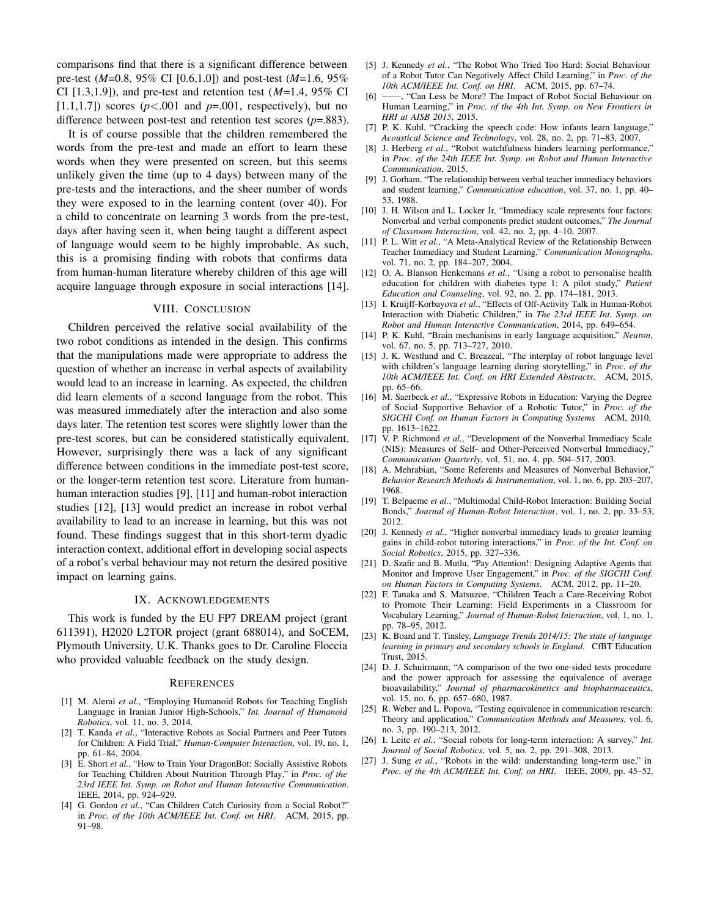comparisons find that there is a significant difference between pre-test ($M$=0.8, 95% CI [0.6,1.0]) and post-test ($M$=1.6, 95% CI [1.3,1.9]), and pre-test and retention test ($M$=1.4, 95% CI [1.1,1.7]) scores ($p<.001$ and $p=.001$, respectively), but no difference between post-test and retention test scores ($p=.883$).

It is of course possible that the children remembered the words from the pre-test and made an effort to learn these words when they were presented on screen, but this seems unlikely given the time (up to 4 days) between many of the pre-tests and the interactions, and the sheer number of words they were exposed to in the learning content (over 40). For a child to concentrate on learning 3 words from the pre-test, days after having seen it, when being taught a different aspect of language would seem to be highly improbable. As such, this is a promising finding with robots that confirms data from human-human literature whereby children of this age will acquire language through exposure in social interactions [14].

## VIII. Conclusion

Children perceived the relative social availability of the two robot conditions as intended in the design. This confirms that the manipulations made were appropriate to address the question of whether an increase in verbal aspects of availability would lead to an increase in learning. As expected, the children did learn elements of a second language from the robot. This was measured immediately after the interaction and also some days later. The retention test scores were slightly lower than the pre-test scores, but can be considered statistically equivalent. However, surprisingly there was a lack of any significant difference between conditions in the immediate post-test score, or the longer-term retention test score. Literature from human-human interaction studies [9], [11] and human-robot interaction studies [12], [13] would predict an increase in robot verbal availability to lead to an increase in learning, but this was not found. These findings suggest that in this short-term dyadic interaction context, additional effort in developing social aspects of a robot's verbal behaviour may not return the desired positive impact on learning gains.

## IX. Acknowledgements

This work is funded by the EU FP7 DREAM project (grant 611391), H2020 L2TOR project (grant 688014), and SoCEM, Plymouth University, U.K. Thanks goes to Dr. Caroline Floccia who provided valuable feedback on the study design.

## References

[1] M. Alemi *et al.*, "Employing Humanoid Robots for Teaching English Language in Iranian Junior High-Schools," *Int. Journal of Humanoid Robotics*, vol. 11, no. 3, 2014.

[2] T. Kanda *et al.*, "Interactive Robots as Social Partners and Peer Tutors for Children: A Field Trial," *Human-Computer Interaction*, vol. 19, no. 1, pp. 61–84, 2004.

[3] E. Short *et al.*, "How to Train Your DragonBot: Socially Assistive Robots for Teaching Children About Nutrition Through Play," in *Proc. of the 23rd IEEE Int. Symp. on Robot and Human Interactive Communication*. IEEE, 2014, pp. 924–929.

[4] G. Gordon *et al.*, "Can Children Catch Curiosity from a Social Robot?" in *Proc. of the 10th ACM/IEEE Int. Conf. on HRI*. ACM, 2015, pp. 91–98.

[5] J. Kennedy *et al.*, "The Robot Who Tried Too Hard: Social Behaviour of a Robot Tutor Can Negatively Affect Child Learning," in *Proc. of the 10th ACM/IEEE Int. Conf. on HRI*. ACM, 2015, pp. 67–74.

[6] ——, "Can Less be More? The Impact of Robot Social Behaviour on Human Learning," in *Proc. of the 4th Int. Symp. on New Frontiers in HRI at AISB 2015*, 2015.

[7] P. K. Kuhl, "Cracking the speech code: How infants learn language," *Acoustical Science and Technology*, vol. 28, no. 2, pp. 71–83, 2007.

[8] J. Herberg *et al.*, "Robot watchfulness hinders learning performance," in *Proc. of the 24th IEEE Int. Symp. on Robot and Human Interactive Communication*, 2015.

[9] J. Gorham, "The relationship between verbal teacher immediacy behaviors and student learning," *Communication education*, vol. 37, no. 1, pp. 40–53, 1988.

[10] J. H. Wilson and L. Locker Jr, "Immediacy scale represents four factors: Nonverbal and verbal components predict student outcomes," *The Journal of Classroom Interaction*, vol. 42, no. 2, pp. 4–10, 2007.

[11] P. L. Witt *et al.*, "A Meta-Analytical Review of the Relationship Between Teacher Immediacy and Student Learning," *Communication Monographs*, vol. 71, no. 2, pp. 184–207, 2004.

[12] O. A. Blanson Henkemans *et al.*, "Using a robot to personalise health education for children with diabetes type 1: A pilot study," *Patient Education and Counseling*, vol. 92, no. 2, pp. 174–181, 2013.

[13] I. Kruijff-Korbayova *et al.*, "Effects of Off-Activity Talk in Human-Robot Interaction with Diabetic Children," in *The 23rd IEEE Int. Symp. on Robot and Human Interactive Communication*, 2014, pp. 649–654.

[14] P. K. Kuhl, "Brain mechanisms in early language acquisition," *Neuron*, vol. 67, no. 5, pp. 713–727, 2010.

[15] J. K. Westlund and C. Breazeal, "The interplay of robot language level with children's language learning during storytelling," in *Proc. of the 10th ACM/IEEE Int. Conf. on HRI Extended Abstracts*. ACM, 2015, pp. 65–66.

[16] M. Saerbeck *et al.*, "Expressive Robots in Education: Varying the Degree of Social Supportive Behavior of a Robotic Tutor," in *Proc. of the SIGCHI Conf. on Human Factors in Computing Systems*. ACM, 2010, pp. 1613–1622.

[17] V. P. Richmond *et al.*, "Development of the Nonverbal Immediacy Scale (NIS): Measures of Self- and Other-Perceived Nonverbal Immediacy," *Communication Quarterly*, vol. 51, no. 4, pp. 504–517, 2003.

[18] A. Mehrabian, "Some Referents and Measures of Nonverbal Behavior," *Behavior Research Methods & Instrumentation*, vol. 1, no. 6, pp. 203–207, 1968.

[19] T. Belpaeme *et al.*, "Multimodal Child-Robot Interaction: Building Social Bonds," *Journal of Human-Robot Interaction*, vol. 1, no. 2, pp. 33–53, 2012.

[20] J. Kennedy *et al.*, "Higher nonverbal immediacy leads to greater learning gains in child-robot tutoring interactions," in *Proc. of the Int. Conf. on Social Robotics*, 2015, pp. 327–336.

[21] D. Szafir and B. Mutlu, "Pay Attention!: Designing Adaptive Agents that Monitor and Improve User Engagement," in *Proc. of the SIGCHI Conf. on Human Factors in Computing Systems*. ACM, 2012, pp. 11–20.

[22] F. Tanaka and S. Matsuzoe, "Children Teach a Care-Receiving Robot to Promote Their Learning: Field Experiments in a Classroom for Vocabulary Learning," *Journal of Human-Robot Interaction*, vol. 1, no. 1, pp. 78–95, 2012.

[23] K. Board and T. Tinsley, *Language Trends 2014/15: The state of language learning in primary and secondary schools in England*. CfBT Education Trust, 2015.

[24] D. J. Schuirmann, "A comparison of the two one-sided tests procedure and the power approach for assessing the equivalence of average bioavailability," *Journal of pharmacokinetics and biopharmaceutics*, vol. 15, no. 6, pp. 657–680, 1987.

[25] R. Weber and L. Popova, "Testing equivalence in communication research: Theory and application," *Communication Methods and Measures*, vol. 6, no. 3, pp. 190–213, 2012.

[26] I. Leite *et al.*, "Social robots for long-term interaction: A survey," *Int. Journal of Social Robotics*, vol. 5, no. 2, pp. 291–308, 2013.

[27] J. Sung *et al.*, "Robots in the wild: understanding long-term use," in *Proc. of the 4th ACM/IEEE Int. Conf. on HRI*. IEEE, 2009, pp. 45–52.